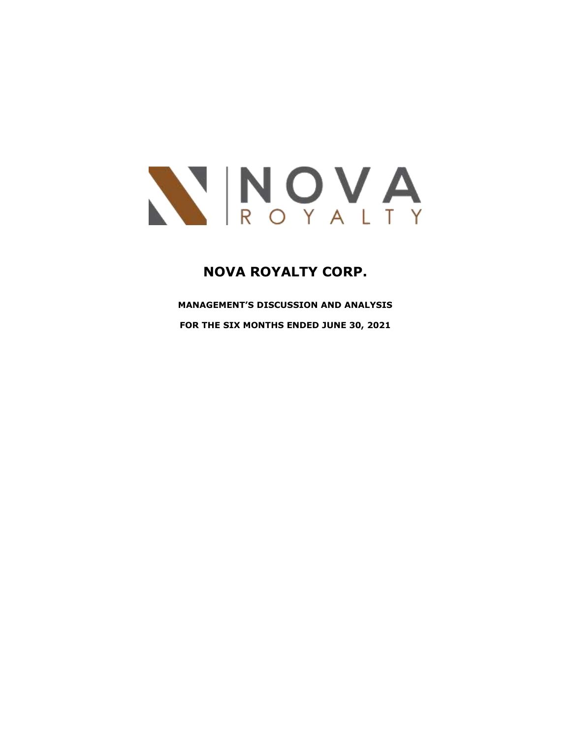# NOVA ROYALTY CORP.

**MANAGEMENT'S DISCUSSION AND ANALYSIS**

**FOR THE SIX MONTHS ENDED JUNE 30, 2021**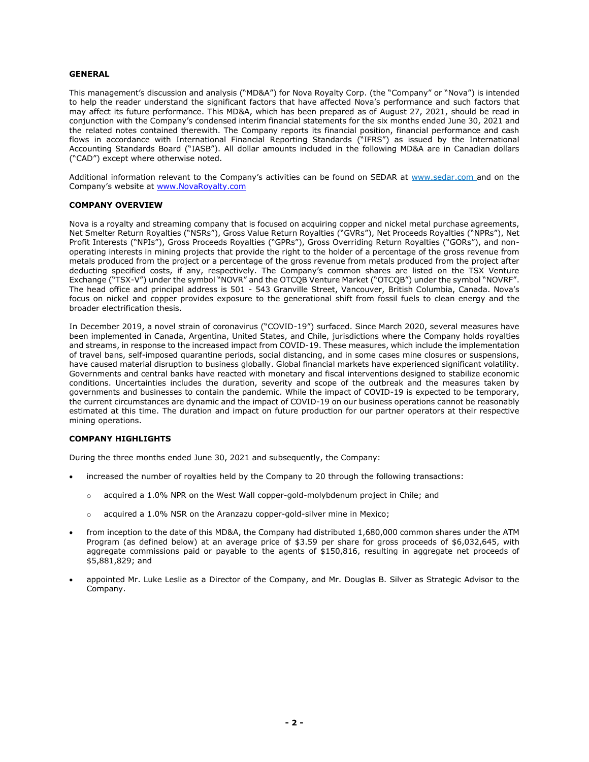## GENERAL

This management's discussion and analysis ("MD&A") for Nova Royalty Corp. (the "Company" or "Nova") is intended to help the reader understand the significant factors that have affected Nova's performance and such factors that may affect its future performance. This MD&A, which has been prepared as of August 27, 2021, should be read in conjunction with the Company's condensed interim financial statements for the six months ended June 30, 2021 and the related notes contained therewith. The Company reports its financial position, financial performance and cash flows in accordance with International Financial Reporting Standards ("IFRS") as issued by the International Accounting Standards Board ("IASB"). All dollar amounts included in the following MD&A are in Canadian dollars ("CAD") except where otherwise noted.

Additional information relevant to the Company's activities can be found on SEDAR at www.sedar.com and on the Company's website at www.NovaRoyalty.com

## COMPANY OVERVIEW

Nova is a royalty and streaming company that is focused on acquiring copper and nickel metal purchase agreements, Net Smelter Return Royalties ("NSRs"), Gross Value Return Royalties ("GVRs"), Net Proceeds Royalties ("NPRs"), Net Profit Interests ("NPIs"), Gross Proceeds Royalties ("GPRs"), Gross Overriding Return Royalties ("GORs"), and non-operating interests in mining projects that provide the right to the holder of a percentage of the gross revenue from metals produced from the project or a percentage of the gross revenue from metals produced from the project after deducting specified costs, if any, respectively. The Company's common shares are listed on the TSX Venture Exchange ("TSX-V") under the symbol "NOVR" and the OTCQB Venture Market ("OTCQB") under the symbol "NOVRF". The head office and principal address is 501 - 543 Granville Street, Vancouver, British Columbia, Canada. Nova's focus on nickel and copper provides exposure to the generational shift from fossil fuels to clean energy and the broader electrification thesis.

In December 2019, a novel strain of coronavirus ("COVID-19") surfaced. Since March 2020, several measures have been implemented in Canada, Argentina, United States, and Chile, jurisdictions where the Company holds royalties and streams, in response to the increased impact from COVID-19. These measures, which include the implementation of travel bans, self-imposed quarantine periods, social distancing, and in some cases mine closures or suspensions, have caused material disruption to business globally. Global financial markets have experienced significant volatility. Governments and central banks have reacted with monetary and fiscal interventions designed to stabilize economic conditions. Uncertainties includes the duration, severity and scope of the outbreak and the measures taken by governments and businesses to contain the pandemic. While the impact of COVID-19 is expected to be temporary, the current circumstances are dynamic and the impact of COVID-19 on our business operations cannot be reasonably estimated at this time. The duration and impact on future production for our partner operators at their respective mining operations.

## COMPANY HIGHLIGHTS

During the three months ended June 30, 2021 and subsequently, the Company:

- increased the number of royalties held by the Company to 20 through the following transactions:
  - acquired a 1.0% NPR on the West Wall copper-gold-molybdenum project in Chile; and
  - acquired a 1.0% NSR on the Aranzazu copper-gold-silver mine in Mexico;
- from inception to the date of this MD&A, the Company had distributed 1,680,000 common shares under the ATM Program (as defined below) at an average price of $3.59 per share for gross proceeds of $6,032,645, with aggregate commissions paid or payable to the agents of $150,816, resulting in aggregate net proceeds of $5,881,829; and
- appointed Mr. Luke Leslie as a Director of the Company, and Mr. Douglas B. Silver as Strategic Advisor to the Company.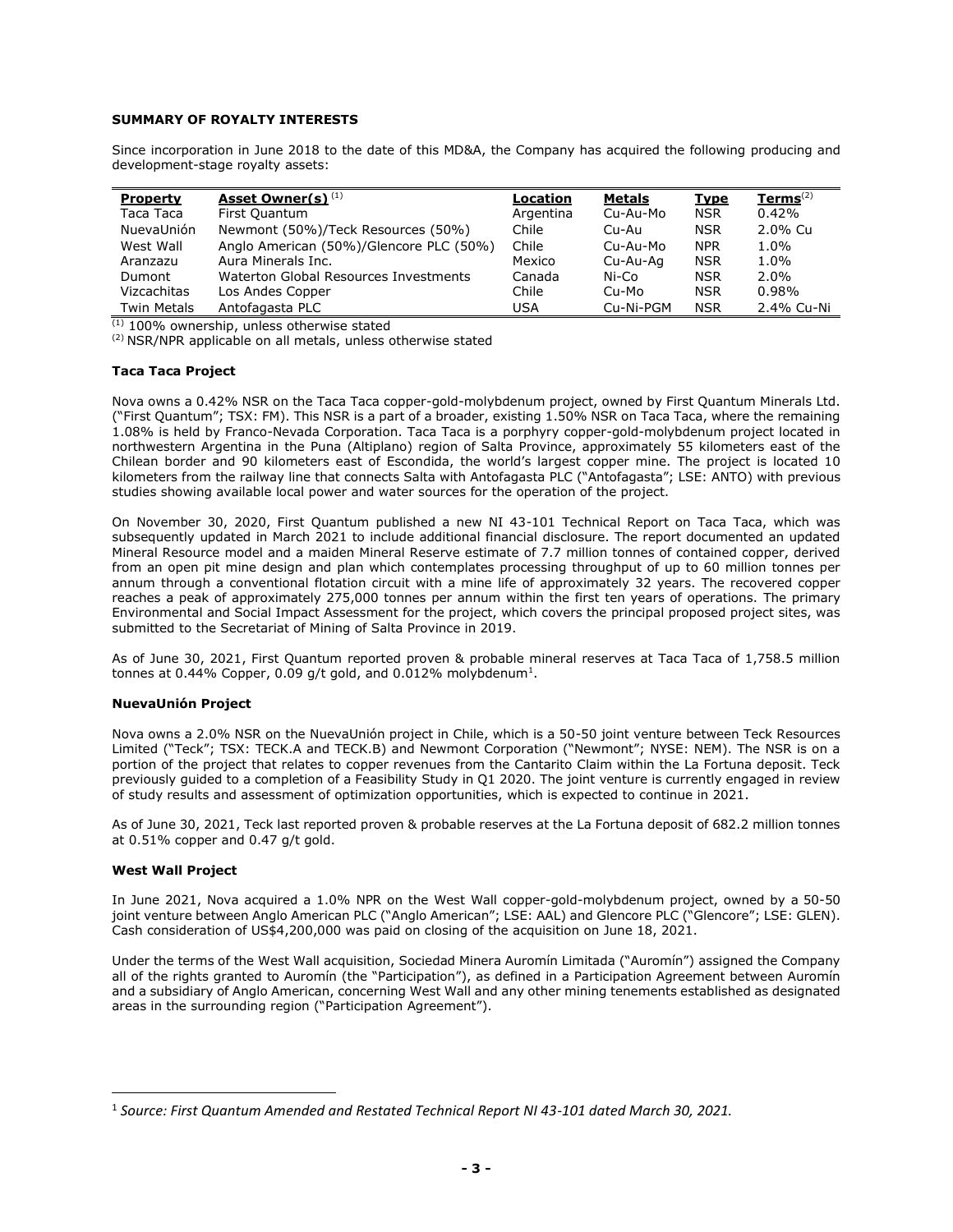**SUMMARY OF ROYALTY INTERESTS**

Since incorporation in June 2018 to the date of this MD&A, the Company has acquired the following producing and development-stage royalty assets:

| Property | Asset Owner(s) [(1)] | Location | Metals | Type | Terms[(2)] |
|---|---|---|---|---|---|
| Taca Taca | First Quantum | Argentina | Cu-Au-Mo | NSR | 0.42% |
| NuevaUnión | Newmont (50%)/Teck Resources (50%) | Chile | Cu-Au | NSR | 2.0% Cu |
| West Wall | Anglo American (50%)/Glencore PLC (50%) | Chile | Cu-Au-Mo | NPR | 1.0% |
| Aranzazu | Aura Minerals Inc. | Mexico | Cu-Au-Ag | NSR | 1.0% |
| Dumont | Waterton Global Resources Investments | Canada | Ni-Co | NSR | 2.0% |
| Vizcachitas | Los Andes Copper | Chile | Cu-Mo | NSR | 0.98% |
| Twin Metals | Antofagasta PLC | USA | Cu-Ni-PGM | NSR | 2.4% Cu-Ni |

(1) 100% ownership, unless otherwise stated
(2) NSR/NPR applicable on all metals, unless otherwise stated

**Taca Taca Project**

Nova owns a 0.42% NSR on the Taca Taca copper-gold-molybdenum project, owned by First Quantum Minerals Ltd. ("First Quantum"; TSX: FM). This NSR is a part of a broader, existing 1.50% NSR on Taca Taca, where the remaining 1.08% is held by Franco-Nevada Corporation. Taca Taca is a porphyry copper-gold-molybdenum project located in northwestern Argentina in the Puna (Altiplano) region of Salta Province, approximately 55 kilometers east of the Chilean border and 90 kilometers east of Escondida, the world's largest copper mine. The project is located 10 kilometers from the railway line that connects Salta with Antofagasta PLC ("Antofagasta"; LSE: ANTO) with previous studies showing available local power and water sources for the operation of the project.

On November 30, 2020, First Quantum published a new NI 43-101 Technical Report on Taca Taca, which was subsequently updated in March 2021 to include additional financial disclosure. The report documented an updated Mineral Resource model and a maiden Mineral Reserve estimate of 7.7 million tonnes of contained copper, derived from an open pit mine design and plan which contemplates processing throughput of up to 60 million tonnes per annum through a conventional flotation circuit with a mine life of approximately 32 years. The recovered copper reaches a peak of approximately 275,000 tonnes per annum within the first ten years of operations. The primary Environmental and Social Impact Assessment for the project, which covers the principal proposed project sites, was submitted to the Secretariat of Mining of Salta Province in 2019.

As of June 30, 2021, First Quantum reported proven & probable mineral reserves at Taca Taca of 1,758.5 million tonnes at 0.44% Copper, 0.09 g/t gold, and 0.012% molybdenum[1].

**NuevaUnión Project**

Nova owns a 2.0% NSR on the NuevaUnión project in Chile, which is a 50-50 joint venture between Teck Resources Limited ("Teck"; TSX: TECK.A and TECK.B) and Newmont Corporation ("Newmont"; NYSE: NEM). The NSR is on a portion of the project that relates to copper revenues from the Cantarito Claim within the La Fortuna deposit. Teck previously guided to a completion of a Feasibility Study in Q1 2020. The joint venture is currently engaged in review of study results and assessment of optimization opportunities, which is expected to continue in 2021.

As of June 30, 2021, Teck last reported proven & probable reserves at the La Fortuna deposit of 682.2 million tonnes at 0.51% copper and 0.47 g/t gold.

**West Wall Project**

In June 2021, Nova acquired a 1.0% NPR on the West Wall copper-gold-molybdenum project, owned by a 50-50 joint venture between Anglo American PLC ("Anglo American"; LSE: AAL) and Glencore PLC ("Glencore"; LSE: GLEN). Cash consideration of US$4,200,000 was paid on closing of the acquisition on June 18, 2021.

Under the terms of the West Wall acquisition, Sociedad Minera Auromín Limitada ("Auromín") assigned the Company all of the rights granted to Auromín (the "Participation"), as defined in a Participation Agreement between Auromín and a subsidiary of Anglo American, concerning West Wall and any other mining tenements established as designated areas in the surrounding region ("Participation Agreement").

[1] *Source: First Quantum Amended and Restated Technical Report NI 43-101 dated March 30, 2021.*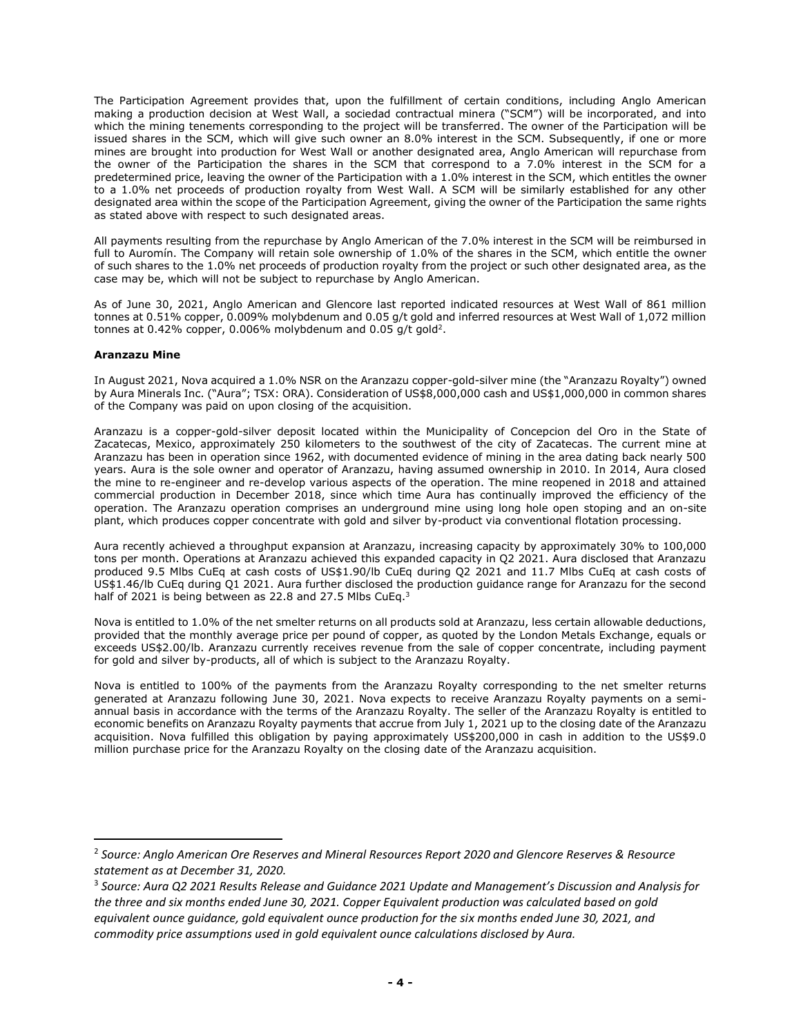The Participation Agreement provides that, upon the fulfillment of certain conditions, including Anglo American making a production decision at West Wall, a sociedad contractual minera ("SCM") will be incorporated, and into which the mining tenements corresponding to the project will be transferred. The owner of the Participation will be issued shares in the SCM, which will give such owner an 8.0% interest in the SCM. Subsequently, if one or more mines are brought into production for West Wall or another designated area, Anglo American will repurchase from the owner of the Participation the shares in the SCM that correspond to a 7.0% interest in the SCM for a predetermined price, leaving the owner of the Participation with a 1.0% interest in the SCM, which entitles the owner to a 1.0% net proceeds of production royalty from West Wall. A SCM will be similarly established for any other designated area within the scope of the Participation Agreement, giving the owner of the Participation the same rights as stated above with respect to such designated areas.

All payments resulting from the repurchase by Anglo American of the 7.0% interest in the SCM will be reimbursed in full to Auromín. The Company will retain sole ownership of 1.0% of the shares in the SCM, which entitle the owner of such shares to the 1.0% net proceeds of production royalty from the project or such other designated area, as the case may be, which will not be subject to repurchase by Anglo American.

As of June 30, 2021, Anglo American and Glencore last reported indicated resources at West Wall of 861 million tonnes at 0.51% copper, 0.009% molybdenum and 0.05 g/t gold and inferred resources at West Wall of 1,072 million tonnes at 0.42% copper, 0.006% molybdenum and 0.05 g/t gold[2].

**Aranzazu Mine**

In August 2021, Nova acquired a 1.0% NSR on the Aranzazu copper-gold-silver mine (the "Aranzazu Royalty") owned by Aura Minerals Inc. ("Aura"; TSX: ORA). Consideration of US$8,000,000 cash and US$1,000,000 in common shares of the Company was paid on upon closing of the acquisition.

Aranzazu is a copper-gold-silver deposit located within the Municipality of Concepcion del Oro in the State of Zacatecas, Mexico, approximately 250 kilometers to the southwest of the city of Zacatecas. The current mine at Aranzazu has been in operation since 1962, with documented evidence of mining in the area dating back nearly 500 years. Aura is the sole owner and operator of Aranzazu, having assumed ownership in 2010. In 2014, Aura closed the mine to re-engineer and re-develop various aspects of the operation. The mine reopened in 2018 and attained commercial production in December 2018, since which time Aura has continually improved the efficiency of the operation. The Aranzazu operation comprises an underground mine using long hole open stoping and an on-site plant, which produces copper concentrate with gold and silver by-product via conventional flotation processing.

Aura recently achieved a throughput expansion at Aranzazu, increasing capacity by approximately 30% to 100,000 tons per month. Operations at Aranzazu achieved this expanded capacity in Q2 2021. Aura disclosed that Aranzazu produced 9.5 Mlbs CuEq at cash costs of US$1.90/lb CuEq during Q2 2021 and 11.7 Mlbs CuEq at cash costs of US$1.46/lb CuEq during Q1 2021. Aura further disclosed the production guidance range for Aranzazu for the second half of 2021 is being between as 22.8 and 27.5 Mlbs CuEq.[3]

Nova is entitled to 1.0% of the net smelter returns on all products sold at Aranzazu, less certain allowable deductions, provided that the monthly average price per pound of copper, as quoted by the London Metals Exchange, equals or exceeds US$2.00/lb. Aranzazu currently receives revenue from the sale of copper concentrate, including payment for gold and silver by-products, all of which is subject to the Aranzazu Royalty.

Nova is entitled to 100% of the payments from the Aranzazu Royalty corresponding to the net smelter returns generated at Aranzazu following June 30, 2021. Nova expects to receive Aranzazu Royalty payments on a semi-annual basis in accordance with the terms of the Aranzazu Royalty. The seller of the Aranzazu Royalty is entitled to economic benefits on Aranzazu Royalty payments that accrue from July 1, 2021 up to the closing date of the Aranzazu acquisition. Nova fulfilled this obligation by paying approximately US$200,000 in cash in addition to the US$9.0 million purchase price for the Aranzazu Royalty on the closing date of the Aranzazu acquisition.

---

[2] *Source: Anglo American Ore Reserves and Mineral Resources Report 2020 and Glencore Reserves & Resource statement as at December 31, 2020.*

[3] *Source: Aura Q2 2021 Results Release and Guidance 2021 Update and Management's Discussion and Analysis for the three and six months ended June 30, 2021. Copper Equivalent production was calculated based on gold equivalent ounce guidance, gold equivalent ounce production for the six months ended June 30, 2021, and commodity price assumptions used in gold equivalent ounce calculations disclosed by Aura.*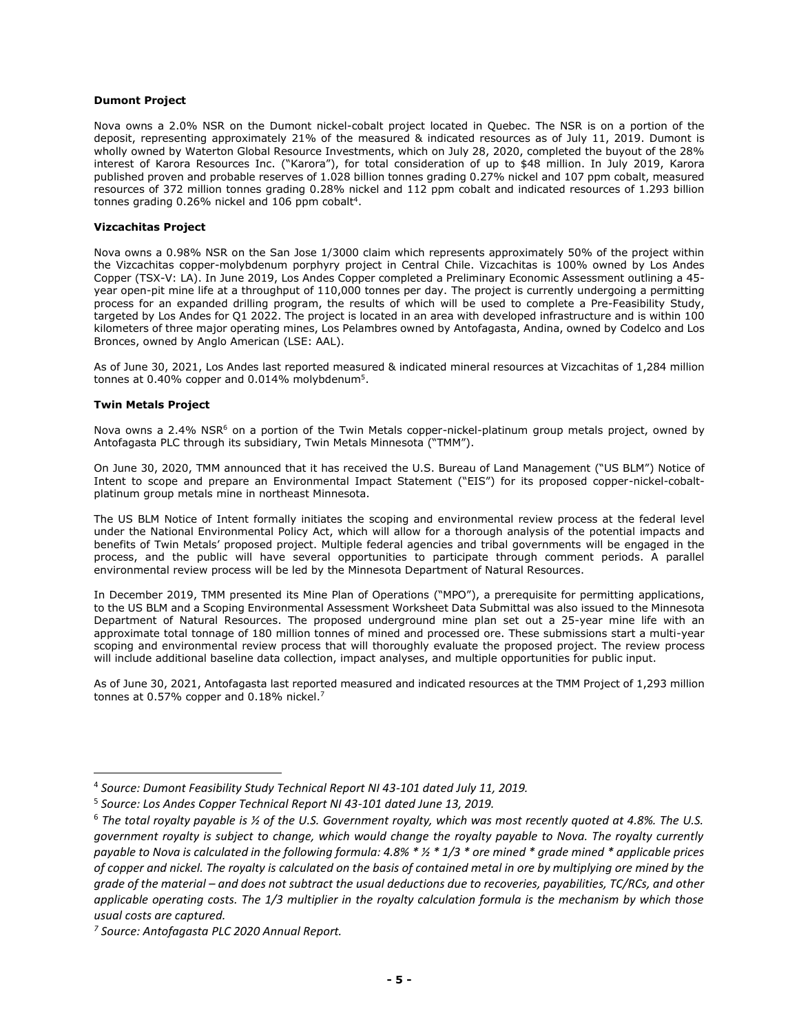**Dumont Project**

Nova owns a 2.0% NSR on the Dumont nickel-cobalt project located in Quebec. The NSR is on a portion of the deposit, representing approximately 21% of the measured & indicated resources as of July 11, 2019. Dumont is wholly owned by Waterton Global Resource Investments, which on July 28, 2020, completed the buyout of the 28% interest of Karora Resources Inc. ("Karora"), for total consideration of up to $48 million. In July 2019, Karora published proven and probable reserves of 1.028 billion tonnes grading 0.27% nickel and 107 ppm cobalt, measured resources of 372 million tonnes grading 0.28% nickel and 112 ppm cobalt and indicated resources of 1.293 billion tonnes grading 0.26% nickel and 106 ppm cobalt[4].

**Vizcachitas Project**

Nova owns a 0.98% NSR on the San Jose 1/3000 claim which represents approximately 50% of the project within the Vizcachitas copper-molybdenum porphyry project in Central Chile. Vizcachitas is 100% owned by Los Andes Copper (TSX-V: LA). In June 2019, Los Andes Copper completed a Preliminary Economic Assessment outlining a 45-year open-pit mine life at a throughput of 110,000 tonnes per day. The project is currently undergoing a permitting process for an expanded drilling program, the results of which will be used to complete a Pre-Feasibility Study, targeted by Los Andes for Q1 2022. The project is located in an area with developed infrastructure and is within 100 kilometers of three major operating mines, Los Pelambres owned by Antofagasta, Andina, owned by Codelco and Los Bronces, owned by Anglo American (LSE: AAL).

As of June 30, 2021, Los Andes last reported measured & indicated mineral resources at Vizcachitas of 1,284 million tonnes at 0.40% copper and 0.014% molybdenum[5].

**Twin Metals Project**

Nova owns a 2.4% NSR[6] on a portion of the Twin Metals copper-nickel-platinum group metals project, owned by Antofagasta PLC through its subsidiary, Twin Metals Minnesota ("TMM").

On June 30, 2020, TMM announced that it has received the U.S. Bureau of Land Management ("US BLM") Notice of Intent to scope and prepare an Environmental Impact Statement ("EIS") for its proposed copper-nickel-cobalt-platinum group metals mine in northeast Minnesota.

The US BLM Notice of Intent formally initiates the scoping and environmental review process at the federal level under the National Environmental Policy Act, which will allow for a thorough analysis of the potential impacts and benefits of Twin Metals' proposed project. Multiple federal agencies and tribal governments will be engaged in the process, and the public will have several opportunities to participate through comment periods. A parallel environmental review process will be led by the Minnesota Department of Natural Resources.

In December 2019, TMM presented its Mine Plan of Operations ("MPO"), a prerequisite for permitting applications, to the US BLM and a Scoping Environmental Assessment Worksheet Data Submittal was also issued to the Minnesota Department of Natural Resources. The proposed underground mine plan set out a 25-year mine life with an approximate total tonnage of 180 million tonnes of mined and processed ore. These submissions start a multi-year scoping and environmental review process that will thoroughly evaluate the proposed project. The review process will include additional baseline data collection, impact analyses, and multiple opportunities for public input.

As of June 30, 2021, Antofagasta last reported measured and indicated resources at the TMM Project of 1,293 million tonnes at 0.57% copper and 0.18% nickel.[7]

---

[4] *Source: Dumont Feasibility Study Technical Report NI 43-101 dated July 11, 2019.*

[5] *Source: Los Andes Copper Technical Report NI 43-101 dated June 13, 2019.*

[6] *The total royalty payable is ½ of the U.S. Government royalty, which was most recently quoted at 4.8%. The U.S. government royalty is subject to change, which would change the royalty payable to Nova. The royalty currently payable to Nova is calculated in the following formula: 4.8% * ½ * 1/3 * ore mined * grade mined * applicable prices of copper and nickel. The royalty is calculated on the basis of contained metal in ore by multiplying ore mined by the grade of the material – and does not subtract the usual deductions due to recoveries, payabilities, TC/RCs, and other applicable operating costs. The 1/3 multiplier in the royalty calculation formula is the mechanism by which those usual costs are captured.*

[7] *Source: Antofagasta PLC 2020 Annual Report.*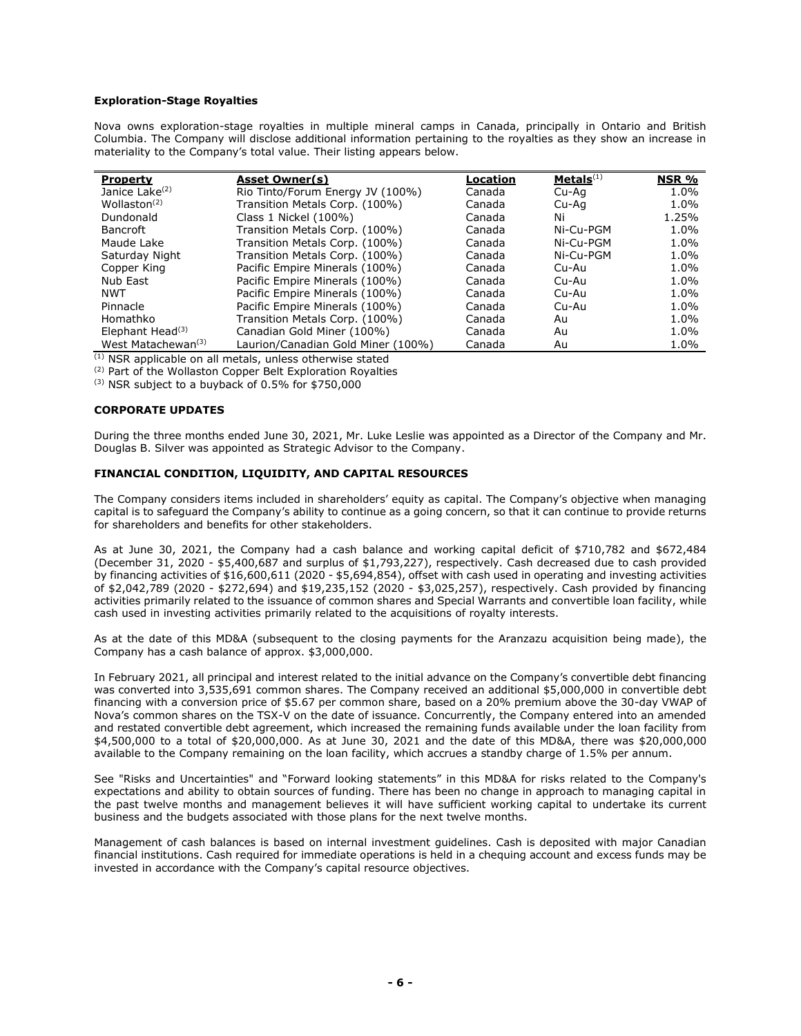**Exploration-Stage Royalties**

Nova owns exploration-stage royalties in multiple mineral camps in Canada, principally in Ontario and British Columbia. The Company will disclose additional information pertaining to the royalties as they show an increase in materiality to the Company's total value. Their listing appears below.

| Property | Asset Owner(s) | Location | Metals[(1)] | NSR % |
|---|---|---|---|---|
| Janice Lake[(2)] | Rio Tinto/Forum Energy JV (100%) | Canada | Cu-Ag | 1.0% |
| Wollaston[(2)] | Transition Metals Corp. (100%) | Canada | Cu-Ag | 1.0% |
| Dundonald | Class 1 Nickel (100%) | Canada | Ni | 1.25% |
| Bancroft | Transition Metals Corp. (100%) | Canada | Ni-Cu-PGM | 1.0% |
| Maude Lake | Transition Metals Corp. (100%) | Canada | Ni-Cu-PGM | 1.0% |
| Saturday Night | Transition Metals Corp. (100%) | Canada | Ni-Cu-PGM | 1.0% |
| Copper King | Pacific Empire Minerals (100%) | Canada | Cu-Au | 1.0% |
| Nub East | Pacific Empire Minerals (100%) | Canada | Cu-Au | 1.0% |
| NWT | Pacific Empire Minerals (100%) | Canada | Cu-Au | 1.0% |
| Pinnacle | Pacific Empire Minerals (100%) | Canada | Cu-Au | 1.0% |
| Homathko | Transition Metals Corp. (100%) | Canada | Au | 1.0% |
| Elephant Head[(3)] | Canadian Gold Miner (100%) | Canada | Au | 1.0% |
| West Matachewan[(3)] | Laurion/Canadian Gold Miner (100%) | Canada | Au | 1.0% |

(1) NSR applicable on all metals, unless otherwise stated
(2) Part of the Wollaston Copper Belt Exploration Royalties
(3) NSR subject to a buyback of 0.5% for $750,000

## CORPORATE UPDATES

During the three months ended June 30, 2021, Mr. Luke Leslie was appointed as a Director of the Company and Mr. Douglas B. Silver was appointed as Strategic Advisor to the Company.

## FINANCIAL CONDITION, LIQUIDITY, AND CAPITAL RESOURCES

The Company considers items included in shareholders' equity as capital. The Company's objective when managing capital is to safeguard the Company's ability to continue as a going concern, so that it can continue to provide returns for shareholders and benefits for other stakeholders.

As at June 30, 2021, the Company had a cash balance and working capital deficit of $710,782 and $672,484 (December 31, 2020 - $5,400,687 and surplus of $1,793,227), respectively. Cash decreased due to cash provided by financing activities of $16,600,611 (2020 - $5,694,854), offset with cash used in operating and investing activities of $2,042,789 (2020 - $272,694) and $19,235,152 (2020 - $3,025,257), respectively. Cash provided by financing activities primarily related to the issuance of common shares and Special Warrants and convertible loan facility, while cash used in investing activities primarily related to the acquisitions of royalty interests.

As at the date of this MD&A (subsequent to the closing payments for the Aranzazu acquisition being made), the Company has a cash balance of approx. $3,000,000.

In February 2021, all principal and interest related to the initial advance on the Company's convertible debt financing was converted into 3,535,691 common shares. The Company received an additional $5,000,000 in convertible debt financing with a conversion price of $5.67 per common share, based on a 20% premium above the 30-day VWAP of Nova's common shares on the TSX-V on the date of issuance. Concurrently, the Company entered into an amended and restated convertible debt agreement, which increased the remaining funds available under the loan facility from $4,500,000 to a total of $20,000,000. As at June 30, 2021 and the date of this MD&A, there was $20,000,000 available to the Company remaining on the loan facility, which accrues a standby charge of 1.5% per annum.

See "Risks and Uncertainties" and "Forward looking statements" in this MD&A for risks related to the Company's expectations and ability to obtain sources of funding. There has been no change in approach to managing capital in the past twelve months and management believes it will have sufficient working capital to undertake its current business and the budgets associated with those plans for the next twelve months.

Management of cash balances is based on internal investment guidelines. Cash is deposited with major Canadian financial institutions. Cash required for immediate operations is held in a chequing account and excess funds may be invested in accordance with the Company's capital resource objectives.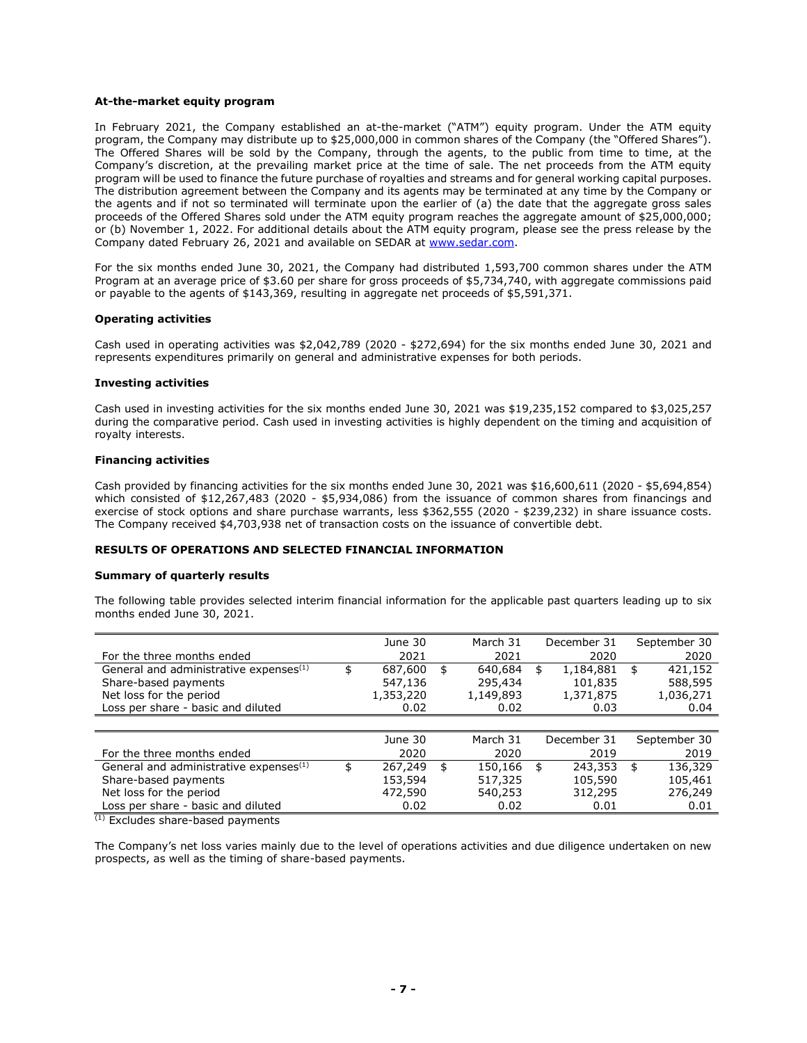**At-the-market equity program**

In February 2021, the Company established an at-the-market ("ATM") equity program. Under the ATM equity program, the Company may distribute up to $25,000,000 in common shares of the Company (the "Offered Shares"). The Offered Shares will be sold by the Company, through the agents, to the public from time to time, at the Company's discretion, at the prevailing market price at the time of sale. The net proceeds from the ATM equity program will be used to finance the future purchase of royalties and streams and for general working capital purposes. The distribution agreement between the Company and its agents may be terminated at any time by the Company or the agents and if not so terminated will terminate upon the earlier of (a) the date that the aggregate gross sales proceeds of the Offered Shares sold under the ATM program reaches the aggregate amount of $25,000,000; or (b) November 1, 2022. For additional details about the ATM equity program, please see the press release by the Company dated February 26, 2021 and available on SEDAR at www.sedar.com.

For the six months ended June 30, 2021, the Company had distributed 1,593,700 common shares under the ATM Program at an average price of $3.60 per share for gross proceeds of $5,734,740, with aggregate commissions paid or payable to the agents of $143,369, resulting in aggregate net proceeds of $5,591,371.

**Operating activities**

Cash used in operating activities was $2,042,789 (2020 - $272,694) for the six months ended June 30, 2021 and represents expenditures primarily on general and administrative expenses for both periods.

**Investing activities**

Cash used in investing activities for the six months ended June 30, 2021 was $19,235,152 compared to $3,025,257 during the comparative period. Cash used in investing activities is highly dependent on the timing and acquisition of royalty interests.

**Financing activities**

Cash provided by financing activities for the six months ended June 30, 2021 was $16,600,611 (2020 - $5,694,854) which consisted of $12,267,483 (2020 - $5,934,086) from the issuance of common shares from financings and exercise of stock options and share purchase warrants, less $362,555 (2020 - $239,232) in share issuance costs. The Company received $4,703,938 net of transaction costs on the issuance of convertible debt.

**RESULTS OF OPERATIONS AND SELECTED FINANCIAL INFORMATION**

**Summary of quarterly results**

The following table provides selected interim financial information for the applicable past quarters leading up to six months ended June 30, 2021.

| For the three months ended | June 30 2021 | March 31 2021 | December 31 2020 | September 30 2020 |
|---|---|---|---|---|
| General and administrative expenses[(1)] | $ 687,600 | $ 640,684 | $ 1,184,881 | $ 421,152 |
| Share-based payments | 547,136 | 295,434 | 101,835 | 588,595 |
| Net loss for the period | 1,353,220 | 1,149,893 | 1,371,875 | 1,036,271 |
| Loss per share - basic and diluted | 0.02 | 0.02 | 0.03 | 0.04 |

| For the three months ended | June 30 2020 | March 31 2020 | December 31 2019 | September 30 2019 |
|---|---|---|---|---|
| General and administrative expenses[(1)] | $ 267,249 | $ 150,166 | $ 243,353 | $ 136,329 |
| Share-based payments | 153,594 | 517,325 | 105,590 | 105,461 |
| Net loss for the period | 472,590 | 540,253 | 312,295 | 276,249 |
| Loss per share - basic and diluted | 0.02 | 0.02 | 0.01 | 0.01 |

[(1)] Excludes share-based payments

The Company's net loss varies mainly due to the level of operations activities and due diligence undertaken on new prospects, as well as the timing of share-based payments.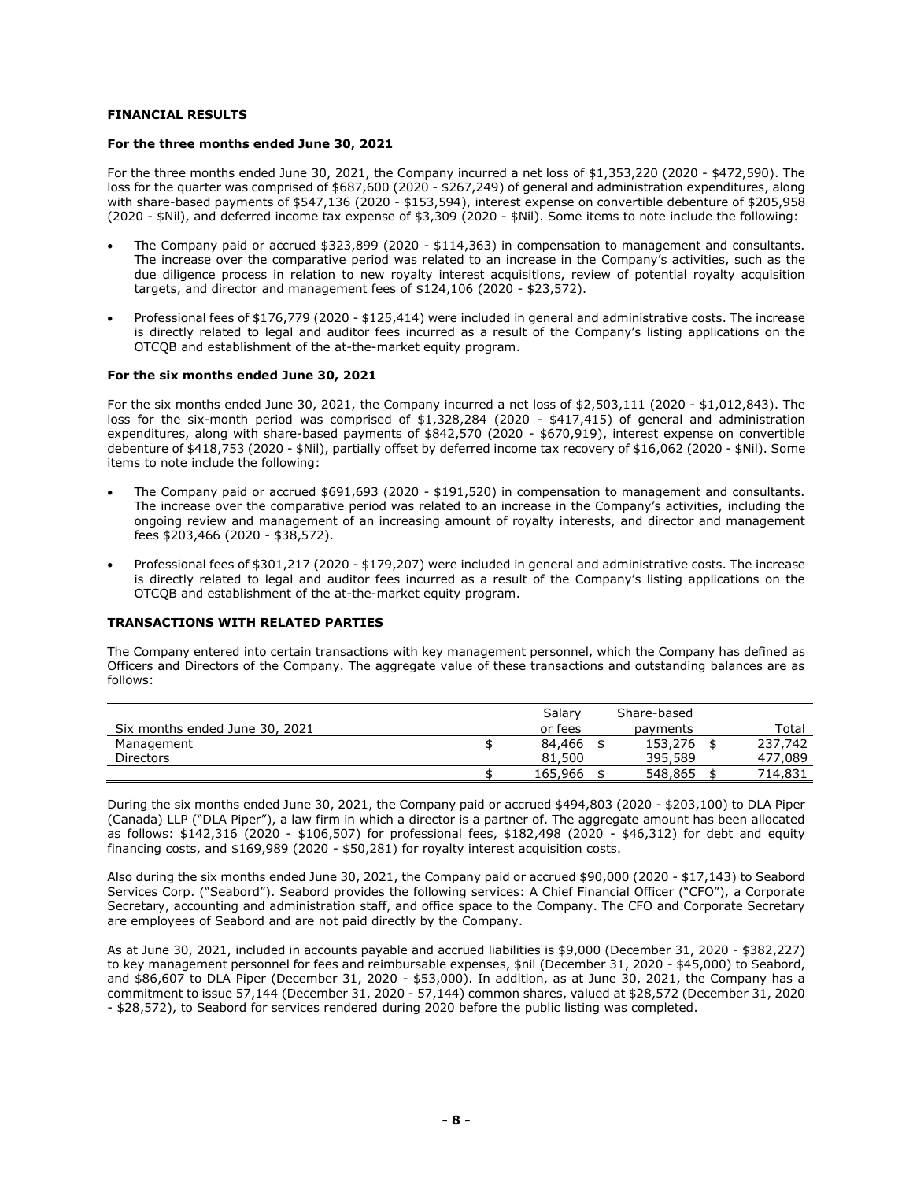## FINANCIAL RESULTS

### For the three months ended June 30, 2021

For the three months ended June 30, 2021, the Company incurred a net loss of $1,353,220 (2020 - $472,590). The loss for the quarter was comprised of $687,600 (2020 - $267,249) of general and administration expenditures, along with share-based payments of $547,136 (2020 - $153,594), interest expense on convertible debenture of $205,958 (2020 - $Nil), and deferred income tax expense of $3,309 (2020 - $Nil). Some items to note include the following:

- The Company paid or accrued $323,899 (2020 - $114,363) in compensation to management and consultants. The increase over the comparative period was related to an increase in the Company's activities, such as the due diligence process in relation to new royalty interest acquisitions, review of potential royalty acquisition targets, and director and management fees of $124,106 (2020 - $23,572).
- Professional fees of $176,779 (2020 - $125,414) were included in general and administrative costs. The increase is directly related to legal and auditor fees incurred as a result of the Company's listing applications on the OTCQB and establishment of the at-the-market equity program.

### For the six months ended June 30, 2021

For the six months ended June 30, 2021, the Company incurred a net loss of $2,503,111 (2020 - $1,012,843). The loss for the six-month period was comprised of $1,328,284 (2020 - $417,415) of general and administration expenditures, along with share-based payments of $842,570 (2020 - $670,919), interest expense on convertible debenture of $418,753 (2020 - $Nil), partially offset by deferred income tax recovery of $16,062 (2020 - $Nil). Some items to note include the following:

- The Company paid or accrued $691,693 (2020 - $191,520) in compensation to management and consultants. The increase over the comparative period was related to an increase in the Company's activities, including the ongoing review and management of an increasing amount of royalty interests, and director and management fees $203,466 (2020 - $38,572).
- Professional fees of $301,217 (2020 - $179,207) were included in general and administrative costs. The increase is directly related to legal and auditor fees incurred as a result of the Company's listing applications on the OTCQB and establishment of the at-the-market equity program.

## TRANSACTIONS WITH RELATED PARTIES

The Company entered into certain transactions with key management personnel, which the Company has defined as Officers and Directors of the Company. The aggregate value of these transactions and outstanding balances are as follows:

| Six months ended June 30, 2021 | Salary or fees | Share-based payments | Total |
|---|---|---|---|
| Management | $ 84,466 | $ 153,276 | $ 237,742 |
| Directors | 81,500 | 395,589 | 477,089 |
| | $ 165,966 | $ 548,865 | $ 714,831 |

During the six months ended June 30, 2021, the Company paid or accrued $494,803 (2020 - $203,100) to DLA Piper (Canada) LLP ("DLA Piper"), a law firm in which a director is a partner of. The aggregate amount has been allocated as follows: $142,316 (2020 - $106,507) for professional fees, $182,498 (2020 - $46,312) for debt and equity financing costs, and $169,989 (2020 - $50,281) for royalty interest acquisition costs.

Also during the six months ended June 30, 2021, the Company paid or accrued $90,000 (2020 - $17,143) to Seabord Services Corp. ("Seabord"). Seabord provides the following services: A Chief Financial Officer ("CFO"), a Corporate Secretary, accounting and administration staff, and office space to the Company. The CFO and Corporate Secretary are employees of Seabord and are not paid directly by the Company.

As at June 30, 2021, included in accounts payable and accrued liabilities is $9,000 (December 31, 2020 - $382,227) to key management personnel for fees and reimbursable expenses, $nil (December 31, 2020 - $45,000) to Seabord, and $86,607 to DLA Piper (December 31, 2020 - $53,000). In addition, as at June 30, 2021, the Company has a commitment to issue 57,144 (December 31, 2020 - 57,144) common shares, valued at $28,572 (December 31, 2020 - $28,572), to Seabord for services rendered during 2020 before the public listing was completed.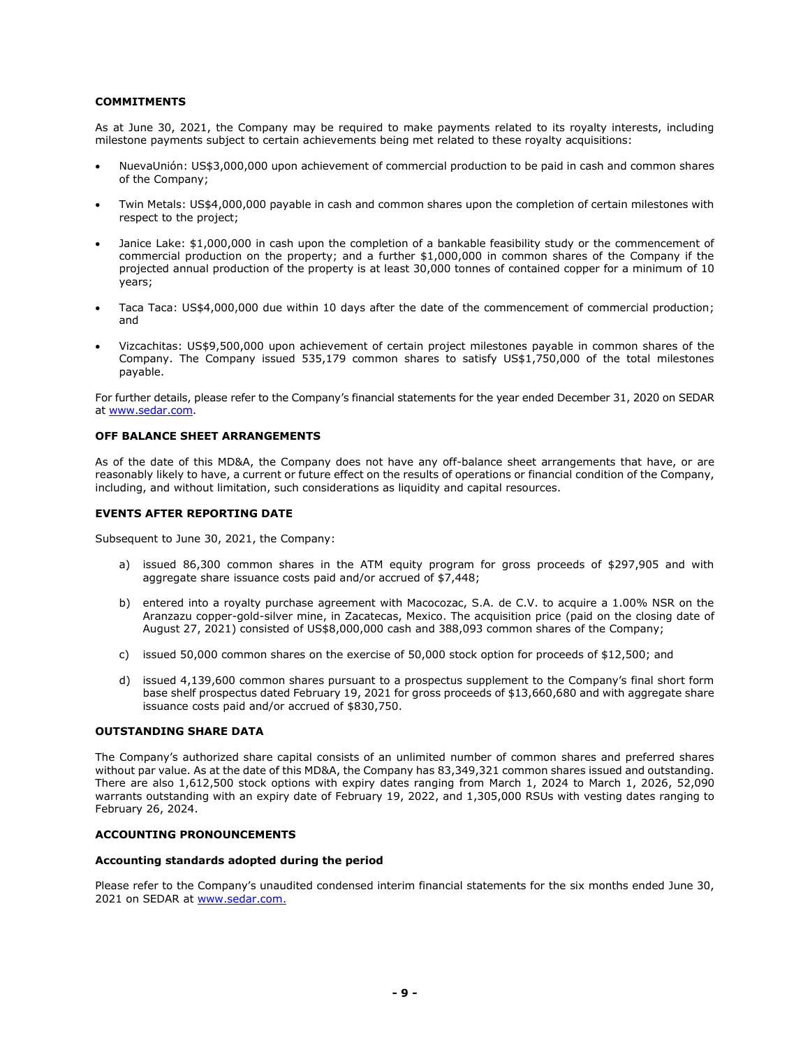**COMMITMENTS**

As at June 30, 2021, the Company may be required to make payments related to its royalty interests, including milestone payments subject to certain achievements being met related to these royalty acquisitions:

- NuevaUnión: US$3,000,000 upon achievement of commercial production to be paid in cash and common shares of the Company;
- Twin Metals: US$4,000,000 payable in cash and common shares upon the completion of certain milestones with respect to the project;
- Janice Lake: $1,000,000 in cash upon the completion of a bankable feasibility study or the commencement of commercial production on the property; and a further $1,000,000 in common shares of the Company if the projected annual production of the property is at least 30,000 tonnes of contained copper for a minimum of 10 years;
- Taca Taca: US$4,000,000 due within 10 days after the date of the commencement of commercial production; and
- Vizcachitas: US$9,500,000 upon achievement of certain project milestones payable in common shares of the Company. The Company issued 535,179 common shares to satisfy US$1,750,000 of the total milestones payable.

For further details, please refer to the Company's financial statements for the year ended December 31, 2020 on SEDAR at www.sedar.com.

**OFF BALANCE SHEET ARRANGEMENTS**

As of the date of this MD&A, the Company does not have any off-balance sheet arrangements that have, or are reasonably likely to have, a current or future effect on the results of operations or financial condition of the Company, including, and without limitation, such considerations as liquidity and capital resources.

**EVENTS AFTER REPORTING DATE**

Subsequent to June 30, 2021, the Company:

a) issued 86,300 common shares in the ATM equity program for gross proceeds of $297,905 and with aggregate share issuance costs paid and/or accrued of $7,448;

b) entered into a royalty purchase agreement with Macocozac, S.A. de C.V. to acquire a 1.00% NSR on the Aranzazu copper-gold-silver mine, in Zacatecas, Mexico. The acquisition price (paid on the closing date of August 27, 2021) consisted of US$8,000,000 cash and 388,093 common shares of the Company;

c) issued 50,000 common shares on the exercise of 50,000 stock option for proceeds of $12,500; and

d) issued 4,139,600 common shares pursuant to a prospectus supplement to the Company's final short form base shelf prospectus dated February 19, 2021 for gross proceeds of $13,660,680 and with aggregate share issuance costs paid and/or accrued of $830,750.

**OUTSTANDING SHARE DATA**

The Company's authorized share capital consists of an unlimited number of common shares and preferred shares without par value. As at the date of this MD&A, the Company has 83,349,321 common shares issued and outstanding. There are also 1,612,500 stock options with expiry dates ranging from March 1, 2024 to March 1, 2026, 52,090 warrants outstanding with an expiry date of February 19, 2022, and 1,305,000 RSUs with vesting dates ranging to February 26, 2024.

**ACCOUNTING PRONOUNCEMENTS**

**Accounting standards adopted during the period**

Please refer to the Company's unaudited condensed interim financial statements for the six months ended June 30, 2021 on SEDAR at www.sedar.com.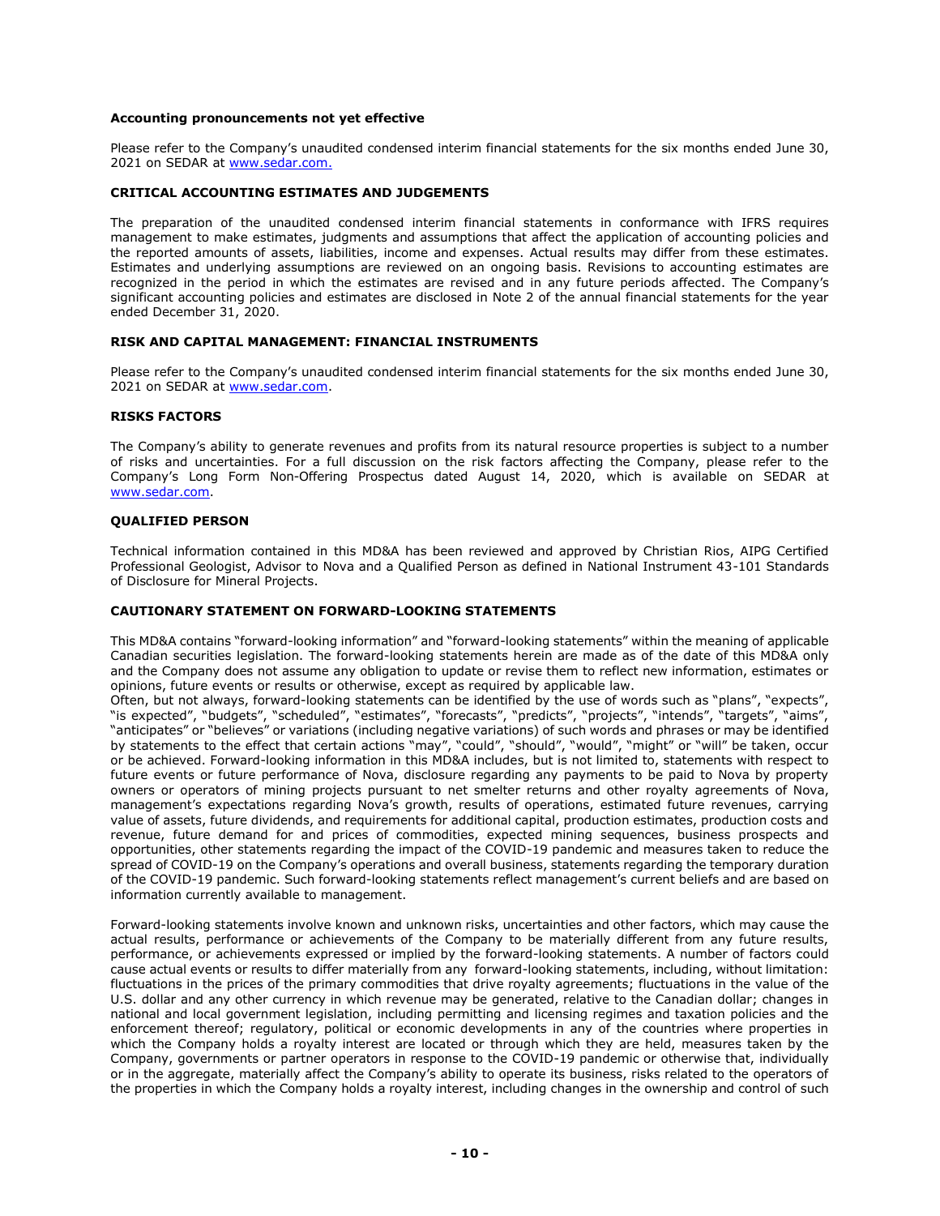**Accounting pronouncements not yet effective**

Please refer to the Company's unaudited condensed interim financial statements for the six months ended June 30, 2021 on SEDAR at www.sedar.com.

**CRITICAL ACCOUNTING ESTIMATES AND JUDGEMENTS**

The preparation of the unaudited condensed interim financial statements in conformance with IFRS requires management to make estimates, judgments and assumptions that affect the application of accounting policies and the reported amounts of assets, liabilities, income and expenses. Actual results may differ from these estimates. Estimates and underlying assumptions are reviewed on an ongoing basis. Revisions to accounting estimates are recognized in the period in which the estimates are revised and in any future periods affected. The Company's significant accounting policies and estimates are disclosed in Note 2 of the annual financial statements for the year ended December 31, 2020.

**RISK AND CAPITAL MANAGEMENT: FINANCIAL INSTRUMENTS**

Please refer to the Company's unaudited condensed interim financial statements for the six months ended June 30, 2021 on SEDAR at www.sedar.com.

**RISKS FACTORS**

The Company's ability to generate revenues and profits from its natural resource properties is subject to a number of risks and uncertainties. For a full discussion on the risk factors affecting the Company, please refer to the Company's Long Form Non-Offering Prospectus dated August 14, 2020, which is available on SEDAR at www.sedar.com.

**QUALIFIED PERSON**

Technical information contained in this MD&A has been reviewed and approved by Christian Rios, AIPG Certified Professional Geologist, Advisor to Nova and a Qualified Person as defined in National Instrument 43-101 Standards of Disclosure for Mineral Projects.

**CAUTIONARY STATEMENT ON FORWARD-LOOKING STATEMENTS**

This MD&A contains "forward-looking information" and "forward-looking statements" within the meaning of applicable Canadian securities legislation. The forward-looking statements herein are made as of the date of this MD&A only and the Company does not assume any obligation to update or revise them to reflect new information, estimates or opinions, future events or results or otherwise, except as required by applicable law.
Often, but not always, forward-looking statements can be identified by the use of words such as "plans", "expects", "is expected", "budgets", "scheduled", "estimates", "forecasts", "predicts", "projects", "intends", "targets", "aims", "anticipates" or "believes" or variations (including negative variations) of such words and phrases or may be identified by statements to the effect that certain actions "may", "could", "should", "would", "might" or "will" be taken, occur or be achieved. Forward-looking information in this MD&A includes, but is not limited to, statements with respect to future events or future performance of Nova, disclosure regarding any payments to be paid to Nova by property owners or operators of mining projects pursuant to net smelter returns and other royalty agreements of Nova, management's expectations regarding Nova's growth, results of operations, estimated future revenues, carrying value of assets, future dividends, and requirements for additional capital, production estimates, production costs and revenue, future demand for and prices of commodities, expected mining sequences, business prospects and opportunities, other statements regarding the impact of the COVID-19 pandemic and measures taken to reduce the spread of COVID-19 on the Company's operations and overall business, statements regarding the temporary duration of the COVID-19 pandemic. Such forward-looking statements reflect management's current beliefs and are based on information currently available to management.

Forward-looking statements involve known and unknown risks, uncertainties and other factors, which may cause the actual results, performance or achievements of the Company to be materially different from any future results, performance, or achievements expressed or implied by the forward-looking statements. A number of factors could cause actual events or results to differ materially from any forward-looking statements, including, without limitation: fluctuations in the prices of the primary commodities that drive royalty agreements; fluctuations in the value of the U.S. dollar and any other currency in which revenue may be generated, relative to the Canadian dollar; changes in national and local government legislation, including permitting and licensing regimes and taxation policies and the enforcement thereof; regulatory, political or economic developments in any of the countries where properties in which the Company holds a royalty interest are located or through which they are held, measures taken by the Company, governments or partner operators in response to the COVID-19 pandemic or otherwise that, individually or in the aggregate, materially affect the Company's ability to operate its business, risks related to the operators of the properties in which the Company holds a royalty interest, including changes in the ownership and control of such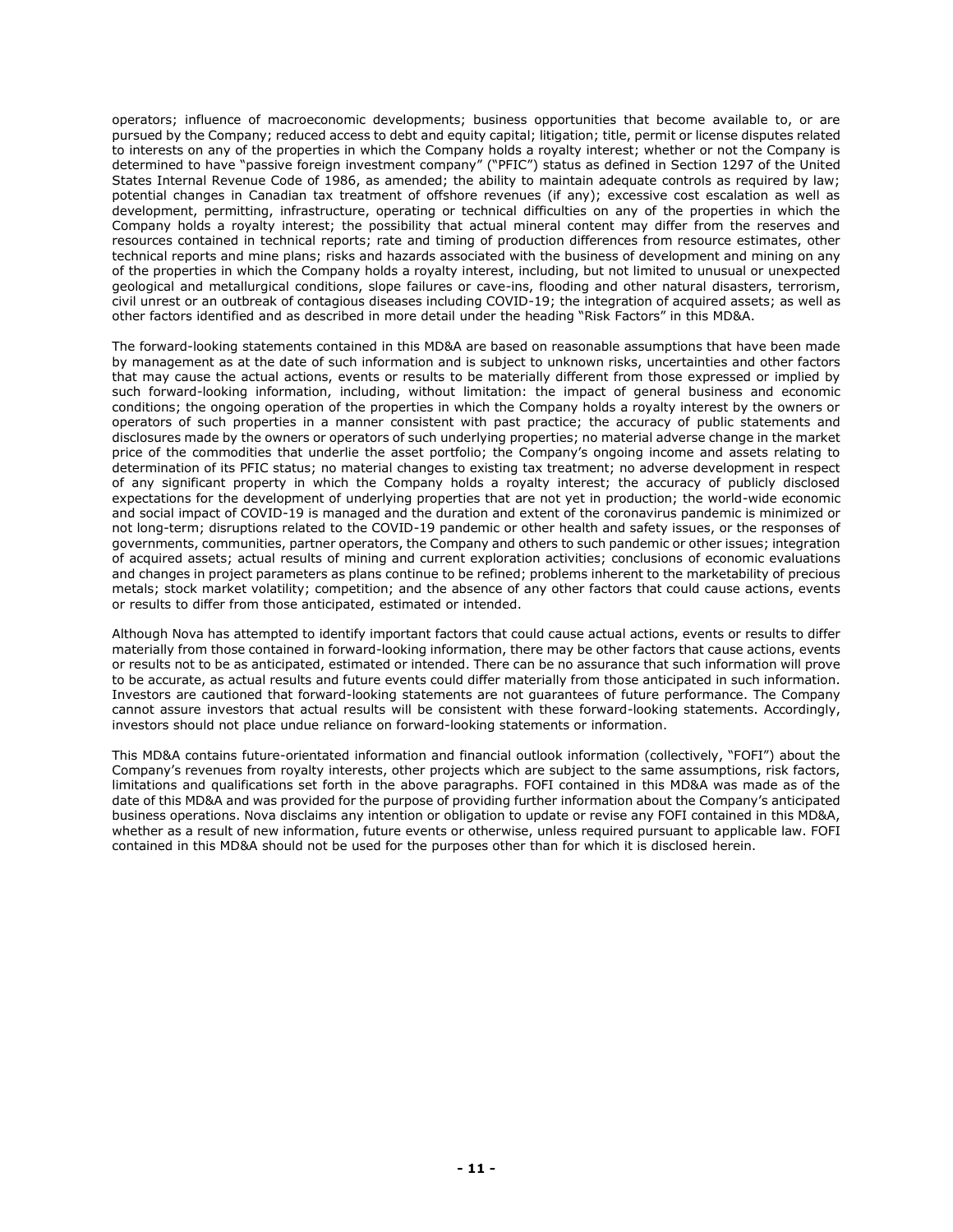operators; influence of macroeconomic developments; business opportunities that become available to, or are pursued by the Company; reduced access to debt and equity capital; litigation; title, permit or license disputes related to interests on any of the properties in which the Company holds a royalty interest; whether or not the Company is determined to have "passive foreign investment company" ("PFIC") status as defined in Section 1297 of the United States Internal Revenue Code of 1986, as amended; the ability to maintain adequate controls as required by law; potential changes in Canadian tax treatment of offshore revenues (if any); excessive cost escalation as well as development, permitting, infrastructure, operating or technical difficulties on any of the properties in which the Company holds a royalty interest; the possibility that actual mineral content may differ from the reserves and resources contained in technical reports; rate and timing of production differences from resource estimates, other technical reports and mine plans; risks and hazards associated with the business of development and mining on any of the properties in which the Company holds a royalty interest, including, but not limited to unusual or unexpected geological and metallurgical conditions, slope failures or cave-ins, flooding and other natural disasters, terrorism, civil unrest or an outbreak of contagious diseases including COVID-19; the integration of acquired assets; as well as other factors identified and as described in more detail under the heading "Risk Factors" in this MD&A.

The forward-looking statements contained in this MD&A are based on reasonable assumptions that have been made by management as at the date of such information and is subject to unknown risks, uncertainties and other factors that may cause the actual actions, events or results to be materially different from those expressed or implied by such forward-looking information, including, without limitation: the impact of general business and economic conditions; the ongoing operation of the properties in which the Company holds a royalty interest by the owners or operators of such properties in a manner consistent with past practice; the accuracy of public statements and disclosures made by the owners or operators of such underlying properties; no material adverse change in the market price of the commodities that underlie the asset portfolio; the Company's ongoing income and assets relating to determination of its PFIC status; no material changes to existing tax treatment; no adverse development in respect of any significant property in which the Company holds a royalty interest; the accuracy of publicly disclosed expectations for the development of underlying properties that are not yet in production; the world-wide economic and social impact of COVID-19 is managed and the duration and extent of the coronavirus pandemic is minimized or not long-term; disruptions related to the COVID-19 pandemic or other health and safety issues, or the responses of governments, communities, partner operators, the Company and others to such pandemic or other issues; integration of acquired assets; actual results of mining and current exploration activities; conclusions of economic evaluations and changes in project parameters as plans continue to be refined; problems inherent to the marketability of precious metals; stock market volatility; competition; and the absence of any other factors that could cause actions, events or results to differ from those anticipated, estimated or intended.

Although Nova has attempted to identify important factors that could cause actual actions, events or results to differ materially from those contained in forward-looking information, there may be other factors that cause actions, events or results not to be as anticipated, estimated or intended. There can be no assurance that such information will prove to be accurate, as actual results and future events could differ materially from those anticipated in such information. Investors are cautioned that forward-looking statements are not guarantees of future performance. The Company cannot assure investors that actual results will be consistent with these forward-looking statements. Accordingly, investors should not place undue reliance on forward-looking statements or information.

This MD&A contains future-orientated information and financial outlook information (collectively, "FOFI") about the Company's revenues from royalty interests, other projects which are subject to the same assumptions, risk factors, limitations and qualifications set forth in the above paragraphs. FOFI contained in this MD&A was made as of the date of this MD&A and was provided for the purpose of providing further information about the Company's anticipated business operations. Nova disclaims any intention or obligation to update or revise any FOFI contained in this MD&A, whether as a result of new information, future events or otherwise, unless required pursuant to applicable law. FOFI contained in this MD&A should not be used for the purposes other than for which it is disclosed herein.